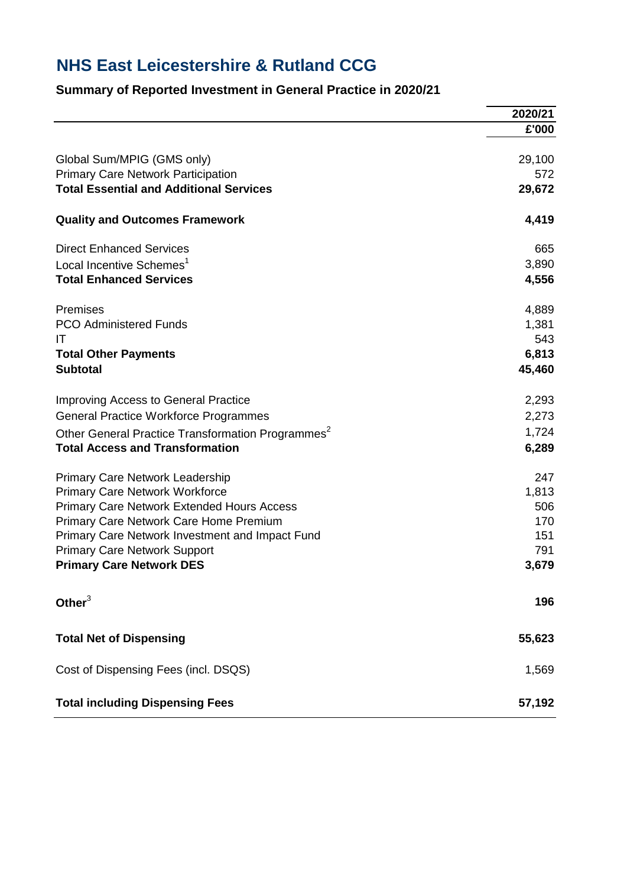# NHS East Leicestershire & Rutland CCG

## Summary of Reported Investment in General Practice in 2020/21

| | 2020/21 |
|---|---|
| | £'000 |
| Global Sum/MPIG (GMS only) | 29,100 |
| Primary Care Network Participation | 572 |
| **Total Essential and Additional Services** | **29,672** |
| **Quality and Outcomes Framework** | **4,419** |
| Direct Enhanced Services | 665 |
| Local Incentive Schemes[1] | 3,890 |
| **Total Enhanced Services** | **4,556** |
| Premises | 4,889 |
| PCO Administered Funds | 1,381 |
| IT | 543 |
| **Total Other Payments** | **6,813** |
| **Subtotal** | **45,460** |
| Improving Access to General Practice | 2,293 |
| General Practice Workforce Programmes | 2,273 |
| Other General Practice Transformation Programmes[2] | 1,724 |
| **Total Access and Transformation** | **6,289** |
| Primary Care Network Leadership | 247 |
| Primary Care Network Workforce | 1,813 |
| Primary Care Network Extended Hours Access | 506 |
| Primary Care Network Care Home Premium | 170 |
| Primary Care Network Investment and Impact Fund | 151 |
| Primary Care Network Support | 791 |
| **Primary Care Network DES** | **3,679** |
| **Other**[3] | **196** |
| **Total Net of Dispensing** | **55,623** |
| Cost of Dispensing Fees (incl. DSQS) | 1,569 |
| **Total including Dispensing Fees** | **57,192** |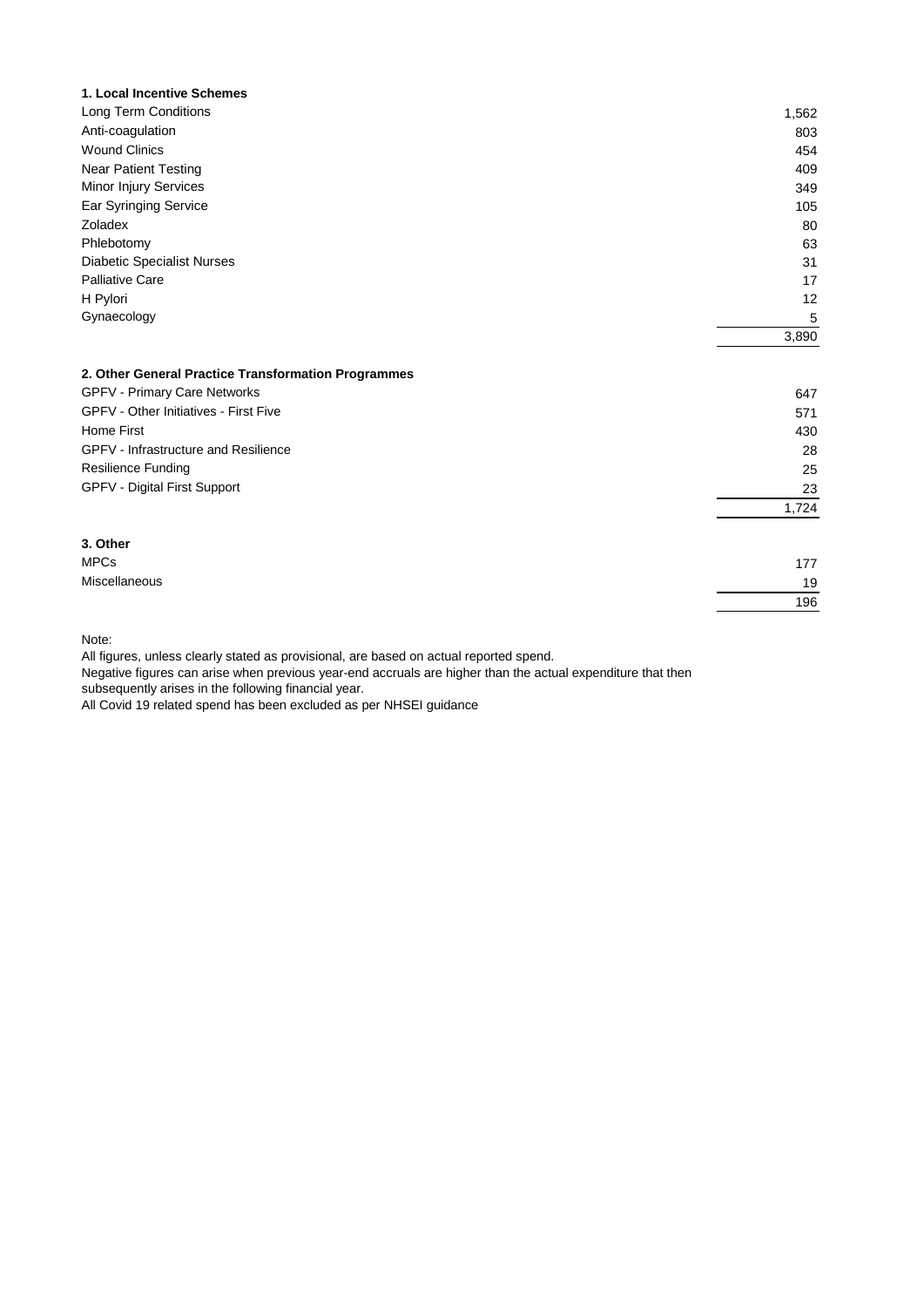**1. Local Incentive Schemes**

| | |
|---|---|
| Long Term Conditions | 1,562 |
| Anti-coagulation | 803 |
| Wound Clinics | 454 |
| Near Patient Testing | 409 |
| Minor Injury Services | 349 |
| Ear Syringing Service | 105 |
| Zoladex | 80 |
| Phlebotomy | 63 |
| Diabetic Specialist Nurses | 31 |
| Palliative Care | 17 |
| H Pylori | 12 |
| Gynaecology | 5 |
| | 3,890 |

**2. Other General Practice Transformation Programmes**

| | |
|---|---|
| GPFV - Primary Care Networks | 647 |
| GPFV - Other Initiatives - First Five | 571 |
| Home First | 430 |
| GPFV - Infrastructure and Resilience | 28 |
| Resilience Funding | 25 |
| GPFV - Digital First Support | 23 |
| | 1,724 |

**3. Other**

| | |
|---|---|
| MPCs | 177 |
| Miscellaneous | 19 |
| | 196 |

Note:
All figures, unless clearly stated as provisional, are based on actual reported spend.
Negative figures can arise when previous year-end accruals are higher than the actual expenditure that then subsequently arises in the following financial year.
All Covid 19 related spend has been excluded as per NHSEI guidance